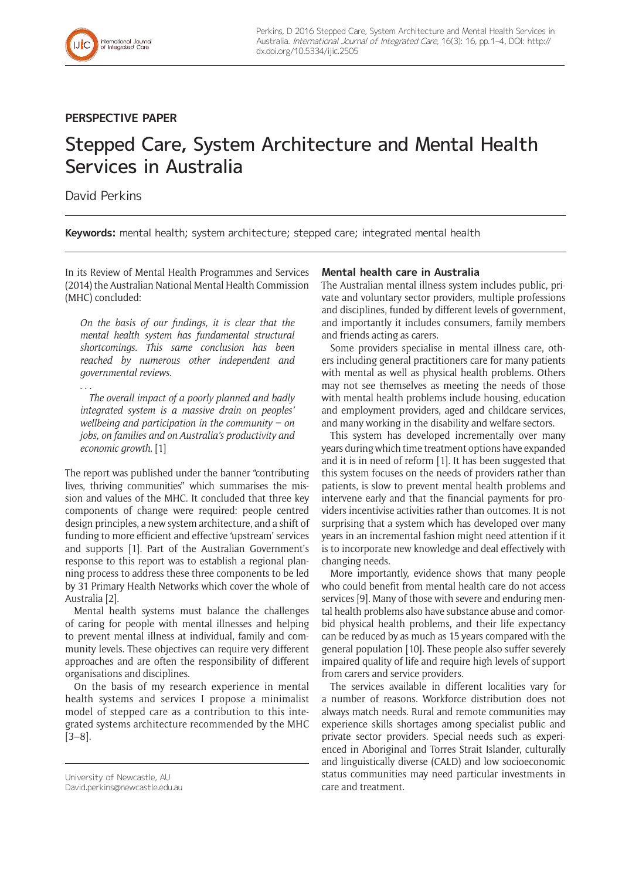PERSPECTIVE PAPER

# Stepped Care, System Architecture and Mental Health Services in Australia

David Perkins

University of Newcastle, AU
David.perkins@newcastle.edu.au

**Keywords:** mental health; system architecture; stepped care; integrated mental health

In its Review of Mental Health Programmes and Services (2014) the Australian National Mental Health Commission (MHC) concluded:

> *On the basis of our findings, it is clear that the mental health system has fundamental structural shortcomings. This same conclusion has been reached by numerous other independent and governmental reviews.*
>
> *. . .*
>
> *The overall impact of a poorly planned and badly integrated system is a massive drain on peoples' wellbeing and participation in the community – on jobs, on families and on Australia's productivity and economic growth.* [1]

The report was published under the banner "contributing lives, thriving communities" which summarises the mission and values of the MHC. It concluded that three key components of change were required: people centred design principles, a new system architecture, and a shift of funding to more efficient and effective 'upstream' services and supports [1]. Part of the Australian Government's response to this report was to establish a regional planning process to address these three components to be led by 31 Primary Health Networks which cover the whole of Australia [2].

Mental health systems must balance the challenges of caring for people with mental illnesses and helping to prevent mental illness at individual, family and community levels. These objectives can require very different approaches and are often the responsibility of different organisations and disciplines.

On the basis of my research experience in mental health systems and services I propose a minimalist model of stepped care as a contribution to this integrated systems architecture recommended by the MHC [3–8].

### Mental health care in Australia

The Australian mental illness system includes public, private and voluntary sector providers, multiple professions and disciplines, funded by different levels of government, and importantly it includes consumers, family members and friends acting as carers.

Some providers specialise in mental illness care, others including general practitioners care for many patients with mental as well as physical health problems. Others may not see themselves as meeting the needs of those with mental health problems include housing, education and employment providers, aged and childcare services, and many working in the disability and welfare sectors.

This system has developed incrementally over many years during which time treatment options have expanded and it is in need of reform [1]. It has been suggested that this system focuses on the needs of providers rather than patients, is slow to prevent mental health problems and intervene early and that the financial payments for providers incentivise activities rather than outcomes. It is not surprising that a system which has developed over many years in an incremental fashion might need attention if it is to incorporate new knowledge and deal effectively with changing needs.

More importantly, evidence shows that many people who could benefit from mental health care do not access services [9]. Many of those with severe and enduring mental health problems also have substance abuse and comorbid physical health problems, and their life expectancy can be reduced by as much as 15 years compared with the general population [10]. These people also suffer severely impaired quality of life and require high levels of support from carers and service providers.

The services available in different localities vary for a number of reasons. Workforce distribution does not always match needs. Rural and remote communities may experience skills shortages among specialist public and private sector providers. Special needs such as experienced in Aboriginal and Torres Strait Islander, culturally and linguistically diverse (CALD) and low socioeconomic status communities may need particular investments in care and treatment.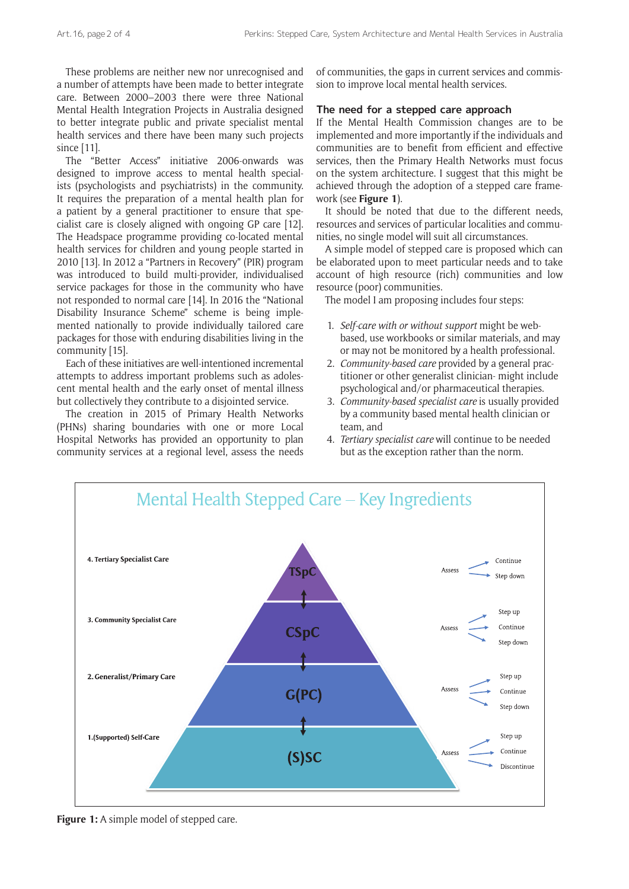These problems are neither new nor unrecognised and a number of attempts have been made to better integrate care. Between 2000–2003 there were three National Mental Health Integration Projects in Australia designed to better integrate public and private specialist mental health services and there have been many such projects since [11].

The "Better Access" initiative 2006-onwards was designed to improve access to mental health specialists (psychologists and psychiatrists) in the community. It requires the preparation of a mental health plan for a patient by a general practitioner to ensure that specialist care is closely aligned with ongoing GP care [12]. The Headspace programme providing co-located mental health services for children and young people started in 2010 [13]. In 2012 a "Partners in Recovery" (PIR) program was introduced to build multi-provider, individualised service packages for those in the community who have not responded to normal care [14]. In 2016 the "National Disability Insurance Scheme" scheme is being implemented nationally to provide individually tailored care packages for those with enduring disabilities living in the community [15].

Each of these initiatives are well-intentioned incremental attempts to address important problems such as adolescent mental health and the early onset of mental illness but collectively they contribute to a disjointed service.

The creation in 2015 of Primary Health Networks (PHNs) sharing boundaries with one or more Local Hospital Networks has provided an opportunity to plan community services at a regional level, assess the needs of communities, the gaps in current services and commission to improve local mental health services.

## The need for a stepped care approach

If the Mental Health Commission changes are to be implemented and more importantly if the individuals and communities are to benefit from efficient and effective services, then the Primary Health Networks must focus on the system architecture. I suggest that this might be achieved through the adoption of a stepped care framework (see **Figure 1**).

It should be noted that due to the different needs, resources and services of particular localities and communities, no single model will suit all circumstances.

A simple model of stepped care is proposed which can be elaborated upon to meet particular needs and to take account of high resource (rich) communities and low resource (poor) communities.

The model I am proposing includes four steps:

1. *Self-care with or without support* might be web-based, use workbooks or similar materials, and may or may not be monitored by a health professional.
2. *Community-based care* provided by a general practitioner or other generalist clinician- might include psychological and/or pharmaceutical therapies.
3. *Community-based specialist care* is usually provided by a community based mental health clinician or team, and
4. *Tertiary specialist care* will continue to be needed but as the exception rather than the norm.

Mental Health Stepped Care – Key Ingredients

| Level | Abbreviation | Assessment outcomes |
| --- | --- | --- |
| 4. Tertiary Specialist Care | TSpC | Assess → Continue, Step down |
| 3. Community Specialist Care | CSpC | Assess → Step up, Continue, Step down |
| 2. Generalist/Primary Care | G(PC) | Assess → Step up, Continue, Step down |
| 1. (Supported) Self-Care | (S)SC | Assess → Step up, Continue, Discontinue |

**Figure 1:** A simple model of stepped care.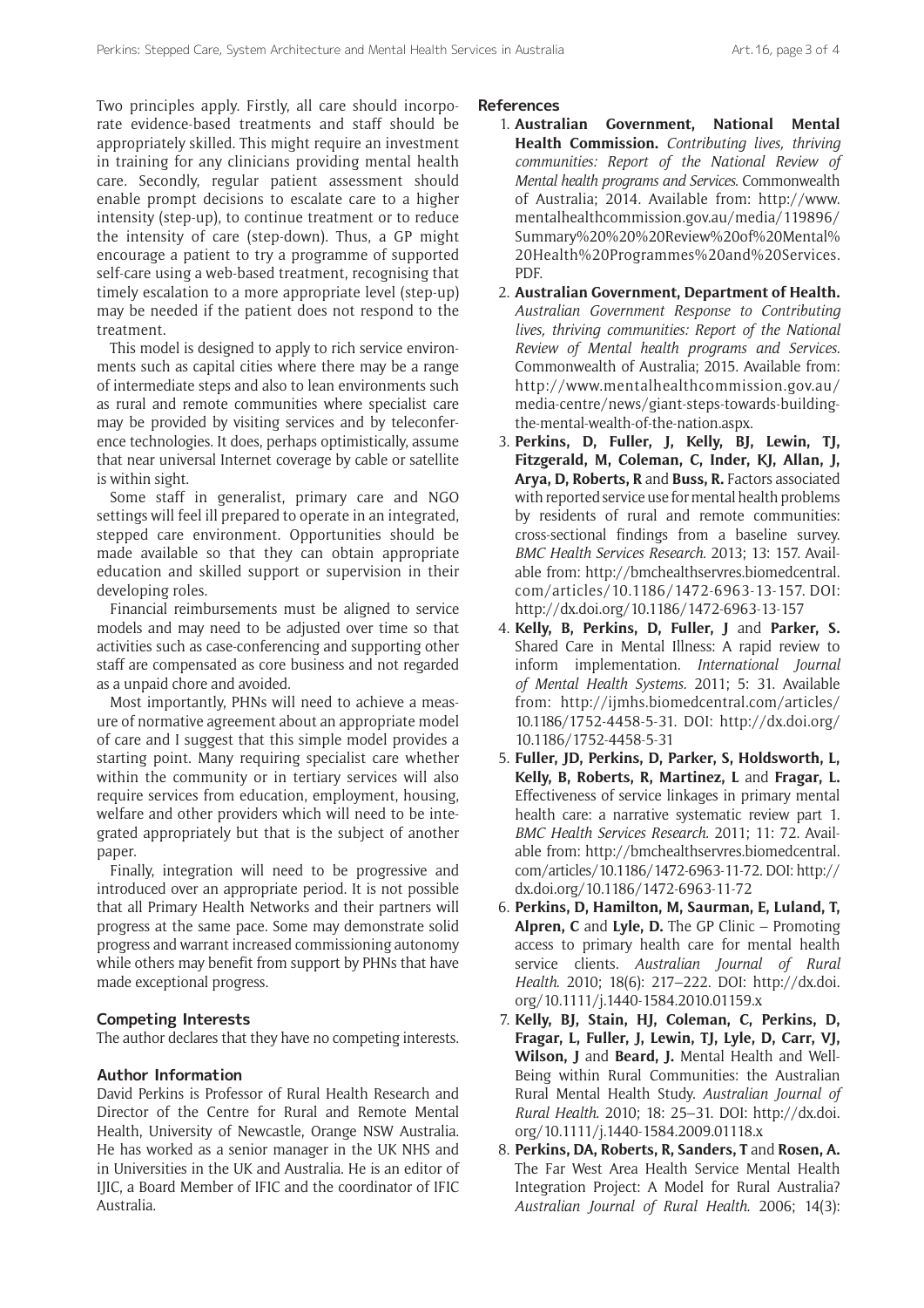Two principles apply. Firstly, all care should incorporate evidence-based treatments and staff should be appropriately skilled. This might require an investment in training for any clinicians providing mental health care. Secondly, regular patient assessment should enable prompt decisions to escalate care to a higher intensity (step-up), to continue treatment or to reduce the intensity of care (step-down). Thus, a GP might encourage a patient to try a programme of supported self-care using a web-based treatment, recognising that timely escalation to a more appropriate level (step-up) may be needed if the patient does not respond to the treatment.

This model is designed to apply to rich service environments such as capital cities where there may be a range of intermediate steps and also to lean environments such as rural and remote communities where specialist care may be provided by visiting services and by teleconference technologies. It does, perhaps optimistically, assume that near universal Internet coverage by cable or satellite is within sight.

Some staff in generalist, primary care and NGO settings will feel ill prepared to operate in an integrated, stepped care environment. Opportunities should be made available so that they can obtain appropriate education and skilled support or supervision in their developing roles.

Financial reimbursements must be aligned to service models and may need to be adjusted over time so that activities such as case-conferencing and supporting other staff are compensated as core business and not regarded as a unpaid chore and avoided.

Most importantly, PHNs will need to achieve a measure of normative agreement about an appropriate model of care and I suggest that this simple model provides a starting point. Many requiring specialist care whether within the community or in tertiary services will also require services from education, employment, housing, welfare and other providers which will need to be integrated appropriately but that is the subject of another paper.

Finally, integration will need to be progressive and introduced over an appropriate period. It is not possible that all Primary Health Networks and their partners will progress at the same pace. Some may demonstrate solid progress and warrant increased commissioning autonomy while others may benefit from support by PHNs that have made exceptional progress.

## Competing Interests

The author declares that they have no competing interests.

## Author Information

David Perkins is Professor of Rural Health Research and Director of the Centre for Rural and Remote Mental Health, University of Newcastle, Orange NSW Australia. He has worked as a senior manager in the UK NHS and in Universities in the UK and Australia. He is an editor of IJIC, a Board Member of IFIC and the coordinator of IFIC Australia.

## References

1. **Australian Government, National Mental Health Commission.** *Contributing lives, thriving communities: Report of the National Review of Mental health programs and Services*. Commonwealth of Australia; 2014. Available from: http://www.mentalhealthcommission.gov.au/media/119896/Summary%20%20%20Review%20of%20Mental%20Health%20Programmes%20and%20Services.PDF.
2. **Australian Government, Department of Health.** *Australian Government Response to Contributing lives, thriving communities: Report of the National Review of Mental health programs and Services*. Commonwealth of Australia; 2015. Available from: http://www.mentalhealthcommission.gov.au/media-centre/news/giant-steps-towards-building-the-mental-wealth-of-the-nation.aspx.
3. **Perkins, D, Fuller, J, Kelly, BJ, Lewin, TJ, Fitzgerald, M, Coleman, C, Inder, KJ, Allan, J, Arya, D, Roberts, R** and **Buss, R.** Factors associated with reported service use for mental health problems by residents of rural and remote communities: cross-sectional findings from a baseline survey. *BMC Health Services Research*. 2013; 13: 157. Available from: http://bmchealthservres.biomedcentral.com/articles/10.1186/1472-6963-13-157. DOI: http://dx.doi.org/10.1186/1472-6963-13-157
4. **Kelly, B, Perkins, D, Fuller, J** and **Parker, S.** Shared Care in Mental Illness: A rapid review to inform implementation. *International Journal of Mental Health Systems*. 2011; 5: 31. Available from: http://ijmhs.biomedcentral.com/articles/10.1186/1752-4458-5-31. DOI: http://dx.doi.org/10.1186/1752-4458-5-31
5. **Fuller, JD, Perkins, D, Parker, S, Holdsworth, L, Kelly, B, Roberts, R, Martinez, L** and **Fragar, L.** Effectiveness of service linkages in primary mental health care: a narrative systematic review part 1. *BMC Health Services Research*. 2011; 11: 72. Available from: http://bmchealthservres.biomedcentral.com/articles/10.1186/1472-6963-11-72. DOI: http://dx.doi.org/10.1186/1472-6963-11-72
6. **Perkins, D, Hamilton, M, Saurman, E, Luland, T, Alpren, C** and **Lyle, D.** The GP Clinic – Promoting access to primary health care for mental health service clients. *Australian Journal of Rural Health*. 2010; 18(6): 217–222. DOI: http://dx.doi.org/10.1111/j.1440-1584.2010.01159.x
7. **Kelly, BJ, Stain, HJ, Coleman, C, Perkins, D, Fragar, L, Fuller, J, Lewin, TJ, Lyle, D, Carr, VJ, Wilson, J** and **Beard, J.** Mental Health and Well-Being within Rural Communities: the Australian Rural Mental Health Study. *Australian Journal of Rural Health*. 2010; 18: 25–31. DOI: http://dx.doi.org/10.1111/j.1440-1584.2009.01118.x
8. **Perkins, DA, Roberts, R, Sanders, T** and **Rosen, A.** The Far West Area Health Service Mental Health Integration Project: A Model for Rural Australia? *Australian Journal of Rural Health*. 2006; 14(3):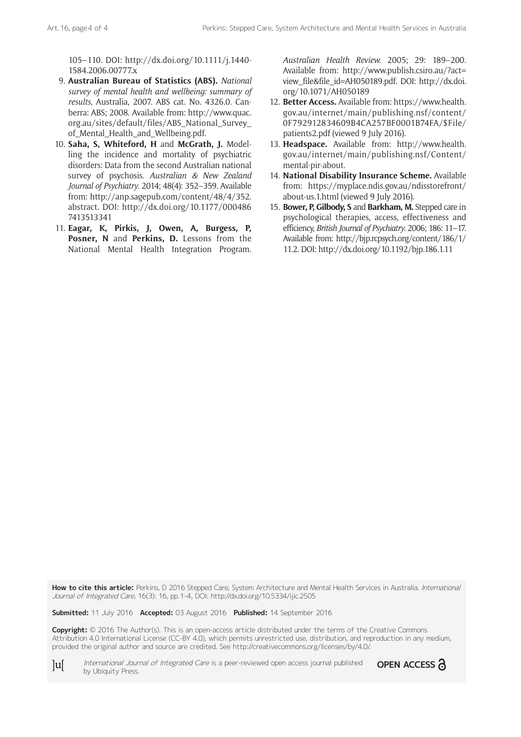105–110. DOI: http://dx.doi.org/10.1111/j.1440-1584.2006.00777.x

9. **Australian Bureau of Statistics (ABS).** *National survey of mental health and wellbeing: summary of results*, Australia, 2007. ABS cat. No. 4326.0. Canberra: ABS; 2008. Available from: http://www.quac.org.au/sites/default/files/ABS_National_Survey_of_Mental_Health_and_Wellbeing.pdf.
10. **Saha, S, Whiteford, H** and **McGrath, J.** Modelling the incidence and mortality of psychiatric disorders: Data from the second Australian national survey of psychosis. *Australian & New Zealand Journal of Psychiatry*. 2014; 48(4): 352–359. Available from: http://anp.sagepub.com/content/48/4/352.abstract. DOI: http://dx.doi.org/10.1177/0004867413513341
11. **Eagar, K, Pirkis, J, Owen, A, Burgess, P, Posner, N** and **Perkins, D.** Lessons from the National Mental Health Integration Program. *Australian Health Review*. 2005; 29: 189–200. Available from: http://www.publish.csiro.au/?act=view_file&file_id=AH050189.pdf. DOI: http://dx.doi.org/10.1071/AH050189
12. **Better Access.** Available from: https://www.health.gov.au/internet/main/publishing.nsf/content/0F792912834609B4CA257BF0001B74FA/$File/patients2.pdf (viewed 9 July 2016).
13. **Headspace.** Available from: http://www.health.gov.au/internet/main/publishing.nsf/Content/mental-pir-about.
14. **National Disability Insurance Scheme.** Available from: https://myplace.ndis.gov.au/ndisstorefront/about-us.1.html (viewed 9 July 2016).
15. **Bower, P, Gilbody, S** and **Barkham, M.** Stepped care in psychological therapies, access, effectiveness and efficiency, *British Journal of Psychiatry*. 2006; 186: 11–17. Available from: http://bjp.rcpsych.org/content/186/1/11.2. DOI: http://dx.doi.org/10.1192/bjp.186.1.11

**How to cite this article:** Perkins, D 2016 Stepped Care, System Architecture and Mental Health Services in Australia. *International Journal of Integrated Care*, 16(3): 16, pp. 1–4, DOI: http://dx.doi.org/10.5334/ijic.2505

**Submitted:** 11 July 2016 **Accepted:** 03 August 2016 **Published:** 14 September 2016

**Copyright:** © 2016 The Author(s). This is an open-access article distributed under the terms of the Creative Commons Attribution 4.0 International License (CC-BY 4.0), which permits unrestricted use, distribution, and reproduction in any medium, provided the original author and source are credited. See http://creativecommons.org/licenses/by/4.0/.

*International Journal of Integrated Care* is a peer-reviewed open access journal published by Ubiquity Press.

OPEN ACCESS